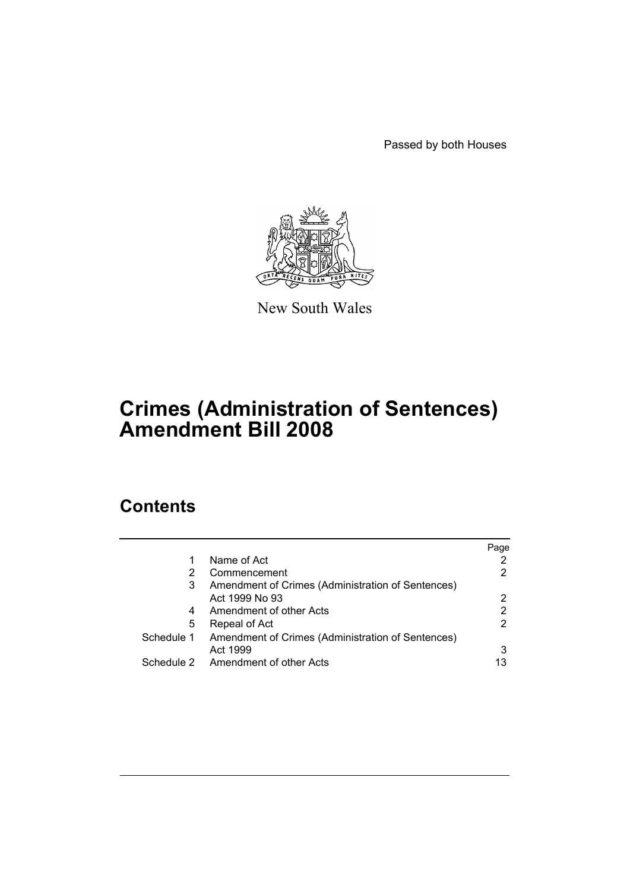Passed by both Houses

New South Wales

# Crimes (Administration of Sentences) Amendment Bill 2008

## Contents

| | | Page |
|---|---|---|
| 1 | Name of Act | 2 |
| 2 | Commencement | 2 |
| 3 | Amendment of Crimes (Administration of Sentences) Act 1999 No 93 | 2 |
| 4 | Amendment of other Acts | 2 |
| 5 | Repeal of Act | 2 |
| Schedule 1 | Amendment of Crimes (Administration of Sentences) Act 1999 | 3 |
| Schedule 2 | Amendment of other Acts | 13 |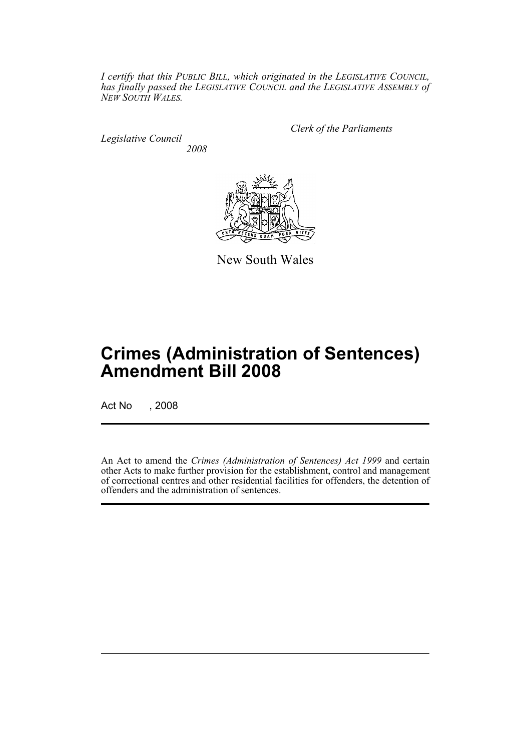*I certify that this PUBLIC BILL, which originated in the LEGISLATIVE COUNCIL, has finally passed the LEGISLATIVE COUNCIL and the LEGISLATIVE ASSEMBLY of NEW SOUTH WALES.*

*Clerk of the Parliaments*

*Legislative Council*
*2008*

New South Wales

# Crimes (Administration of Sentences) Amendment Bill 2008

Act No , 2008

An Act to amend the *Crimes (Administration of Sentences) Act 1999* and certain other Acts to make further provision for the establishment, control and management of correctional centres and other residential facilities for offenders, the detention of offenders and the administration of sentences.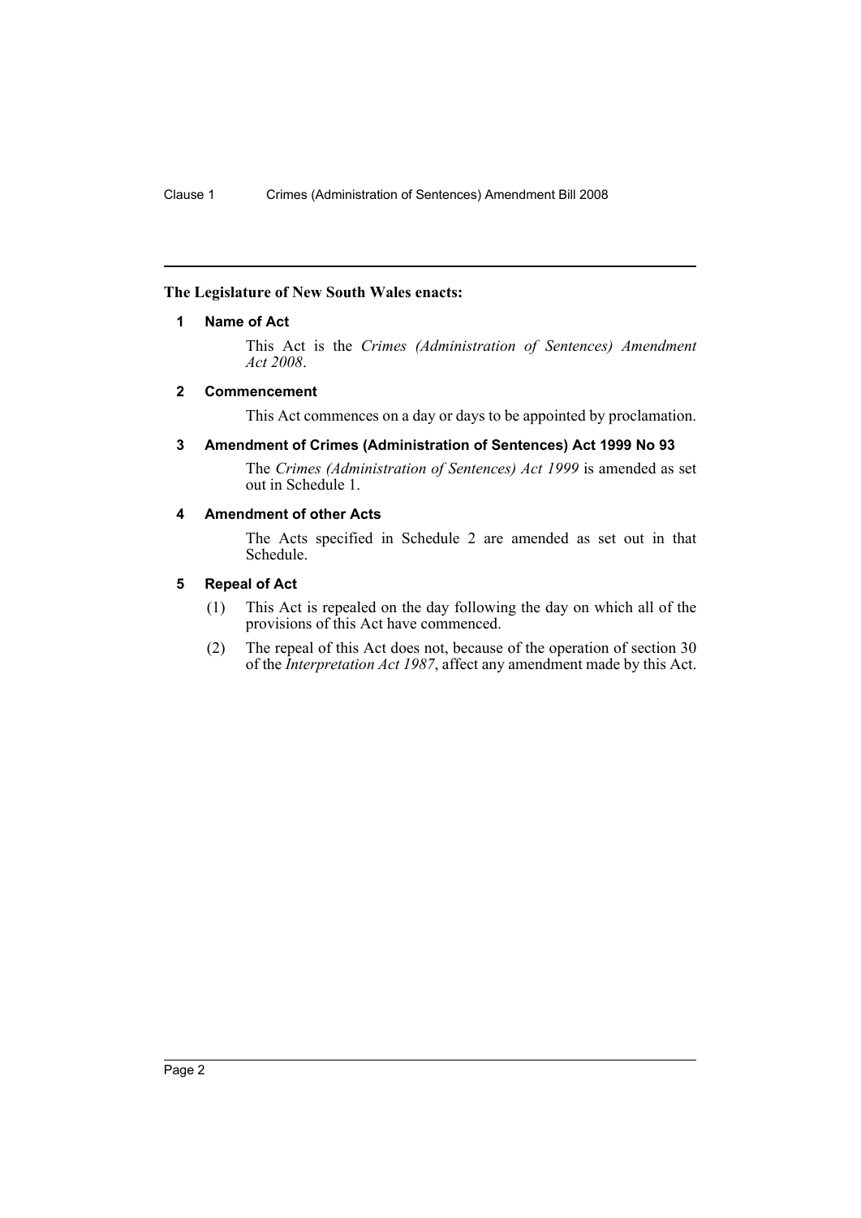**The Legislature of New South Wales enacts:**

## 1 Name of Act

This Act is the *Crimes (Administration of Sentences) Amendment Act 2008*.

## 2 Commencement

This Act commences on a day or days to be appointed by proclamation.

## 3 Amendment of Crimes (Administration of Sentences) Act 1999 No 93

The *Crimes (Administration of Sentences) Act 1999* is amended as set out in Schedule 1.

## 4 Amendment of other Acts

The Acts specified in Schedule 2 are amended as set out in that Schedule.

## 5 Repeal of Act

(1) This Act is repealed on the day following the day on which all of the provisions of this Act have commenced.

(2) The repeal of this Act does not, because of the operation of section 30 of the *Interpretation Act 1987*, affect any amendment made by this Act.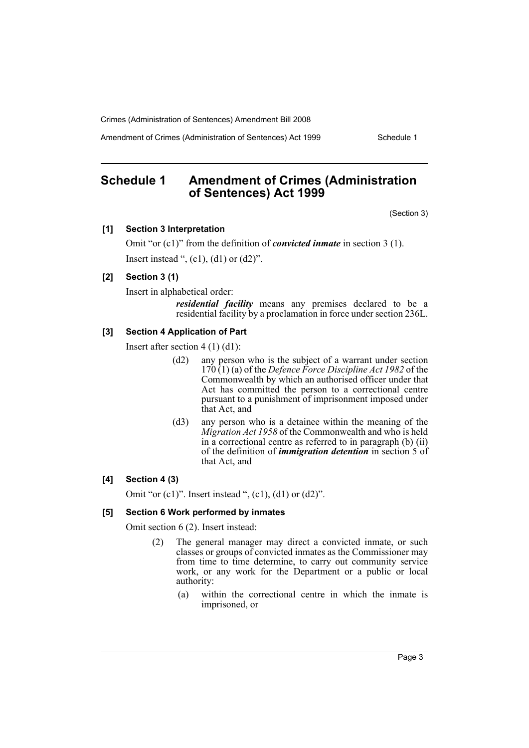## Schedule 1 Amendment of Crimes (Administration of Sentences) Act 1999

(Section 3)

**[1] Section 3 Interpretation**

Omit "or (c1)" from the definition of ***convicted inmate*** in section 3 (1).

Insert instead ", (c1), (d1) or (d2)".

**[2] Section 3 (1)**

Insert in alphabetical order:

> ***residential facility*** means any premises declared to be a residential facility by a proclamation in force under section 236L.

**[3] Section 4 Application of Part**

Insert after section 4 (1) (d1):

> (d2) any person who is the subject of a warrant under section 170 (1) (a) of the *Defence Force Discipline Act 1982* of the Commonwealth by which an authorised officer under that Act has committed the person to a correctional centre pursuant to a punishment of imprisonment imposed under that Act, and
>
> (d3) any person who is a detainee within the meaning of the *Migration Act 1958* of the Commonwealth and who is held in a correctional centre as referred to in paragraph (b) (ii) of the definition of ***immigration detention*** in section 5 of that Act, and

**[4] Section 4 (3)**

Omit "or (c1)". Insert instead ", (c1), (d1) or (d2)".

**[5] Section 6 Work performed by inmates**

Omit section 6 (2). Insert instead:

> (2) The general manager may direct a convicted inmate, or such classes or groups of convicted inmates as the Commissioner may from time to time determine, to carry out community service work, or any work for the Department or a public or local authority:
>
> (a) within the correctional centre in which the inmate is imprisoned, or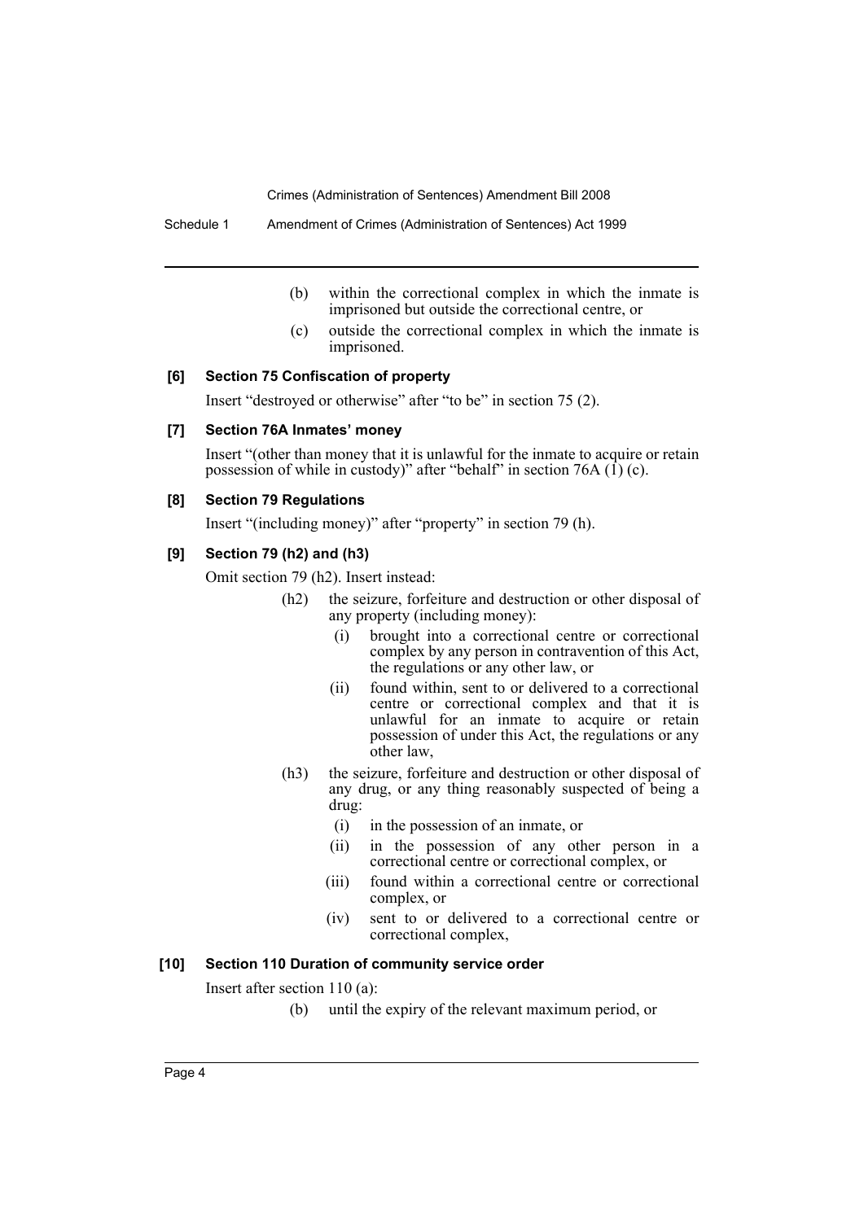(b) within the correctional complex in which the inmate is imprisoned but outside the correctional centre, or

(c) outside the correctional complex in which the inmate is imprisoned.

### [6] Section 75 Confiscation of property

Insert "destroyed or otherwise" after "to be" in section 75 (2).

### [7] Section 76A Inmates' money

Insert "(other than money that it is unlawful for the inmate to acquire or retain possession of while in custody)" after "behalf" in section 76A (1) (c).

### [8] Section 79 Regulations

Insert "(including money)" after "property" in section 79 (h).

### [9] Section 79 (h2) and (h3)

Omit section 79 (h2). Insert instead:

(h2) the seizure, forfeiture and destruction or other disposal of any property (including money):

- (i) brought into a correctional centre or correctional complex by any person in contravention of this Act, the regulations or any other law, or
- (ii) found within, sent to or delivered to a correctional centre or correctional complex and that it is unlawful for an inmate to acquire or retain possession of under this Act, the regulations or any other law,

(h3) the seizure, forfeiture and destruction or other disposal of any drug, or any thing reasonably suspected of being a drug:

- (i) in the possession of an inmate, or
- (ii) in the possession of any other person in a correctional centre or correctional complex, or
- (iii) found within a correctional centre or correctional complex, or
- (iv) sent to or delivered to a correctional centre or correctional complex,

### [10] Section 110 Duration of community service order

Insert after section 110 (a):

(b) until the expiry of the relevant maximum period, or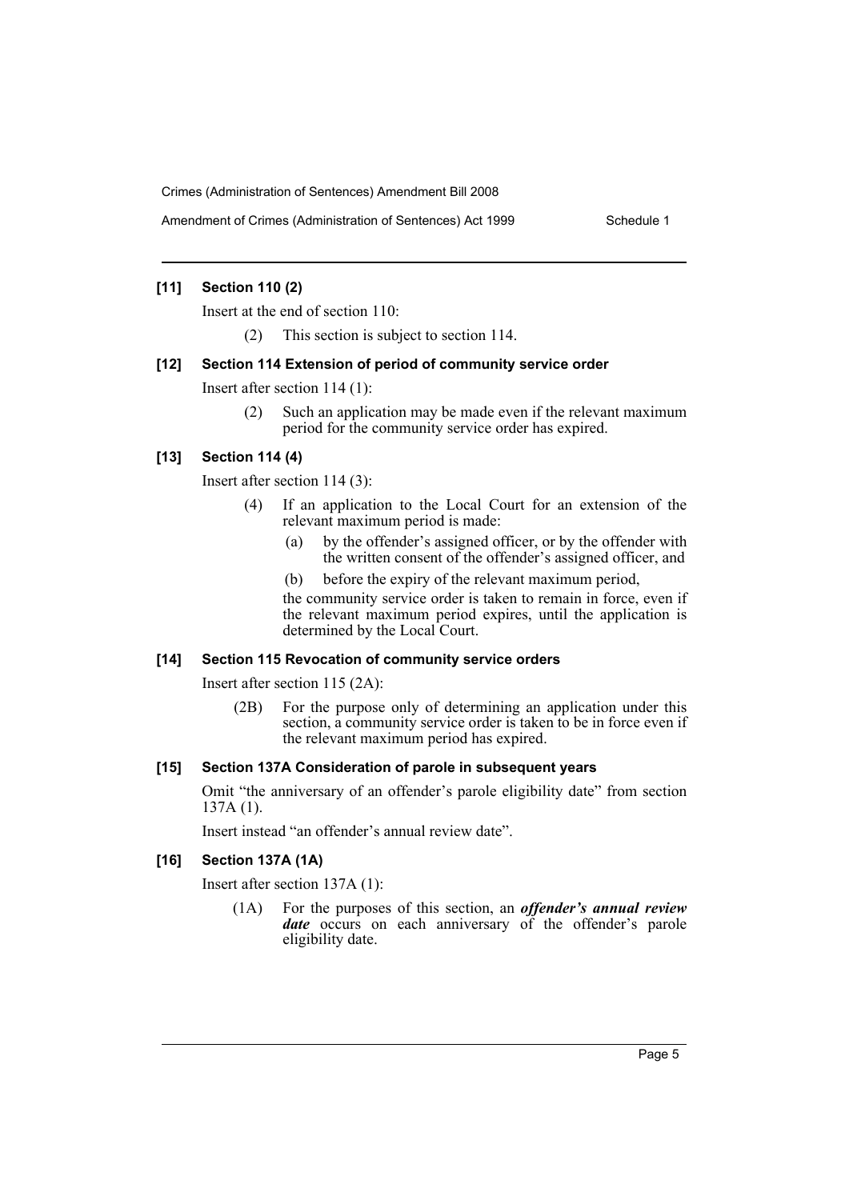### [11] Section 110 (2)

Insert at the end of section 110:

(2) This section is subject to section 114.

### [12] Section 114 Extension of period of community service order

Insert after section 114 (1):

(2) Such an application may be made even if the relevant maximum period for the community service order has expired.

### [13] Section 114 (4)

Insert after section 114 (3):

(4) If an application to the Local Court for an extension of the relevant maximum period is made:

(a) by the offender's assigned officer, or by the offender with the written consent of the offender's assigned officer, and

(b) before the expiry of the relevant maximum period,

the community service order is taken to remain in force, even if the relevant maximum period expires, until the application is determined by the Local Court.

### [14] Section 115 Revocation of community service orders

Insert after section 115 (2A):

(2B) For the purpose only of determining an application under this section, a community service order is taken to be in force even if the relevant maximum period has expired.

### [15] Section 137A Consideration of parole in subsequent years

Omit "the anniversary of an offender's parole eligibility date" from section 137A (1).

Insert instead "an offender's annual review date".

### [16] Section 137A (1A)

Insert after section 137A (1):

(1A) For the purposes of this section, an ***offender's annual review date*** occurs on each anniversary of the offender's parole eligibility date.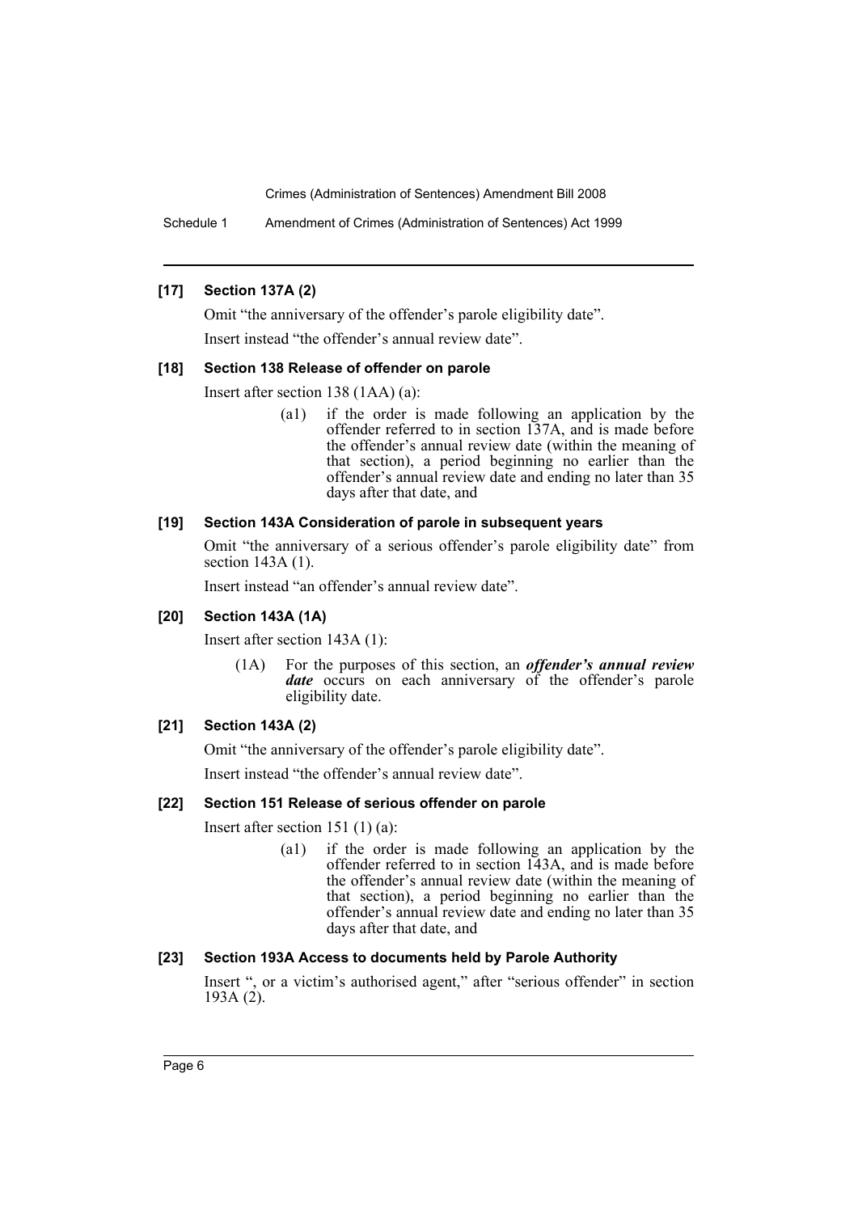### [17] Section 137A (2)

Omit "the anniversary of the offender's parole eligibility date".

Insert instead "the offender's annual review date".

### [18] Section 138 Release of offender on parole

Insert after section 138 (1AA) (a):

> (a1) if the order is made following an application by the offender referred to in section 137A, and is made before the offender's annual review date (within the meaning of that section), a period beginning no earlier than the offender's annual review date and ending no later than 35 days after that date, and

### [19] Section 143A Consideration of parole in subsequent years

Omit "the anniversary of a serious offender's parole eligibility date" from section 143A (1).

Insert instead "an offender's annual review date".

### [20] Section 143A (1A)

Insert after section 143A (1):

> (1A) For the purposes of this section, an ***offender's annual review date*** occurs on each anniversary of the offender's parole eligibility date.

### [21] Section 143A (2)

Omit "the anniversary of the offender's parole eligibility date".

Insert instead "the offender's annual review date".

### [22] Section 151 Release of serious offender on parole

Insert after section 151 (1) (a):

> (a1) if the order is made following an application by the offender referred to in section 143A, and is made before the offender's annual review date (within the meaning of that section), a period beginning no earlier than the offender's annual review date and ending no later than 35 days after that date, and

### [23] Section 193A Access to documents held by Parole Authority

Insert ", or a victim's authorised agent," after "serious offender" in section 193A (2).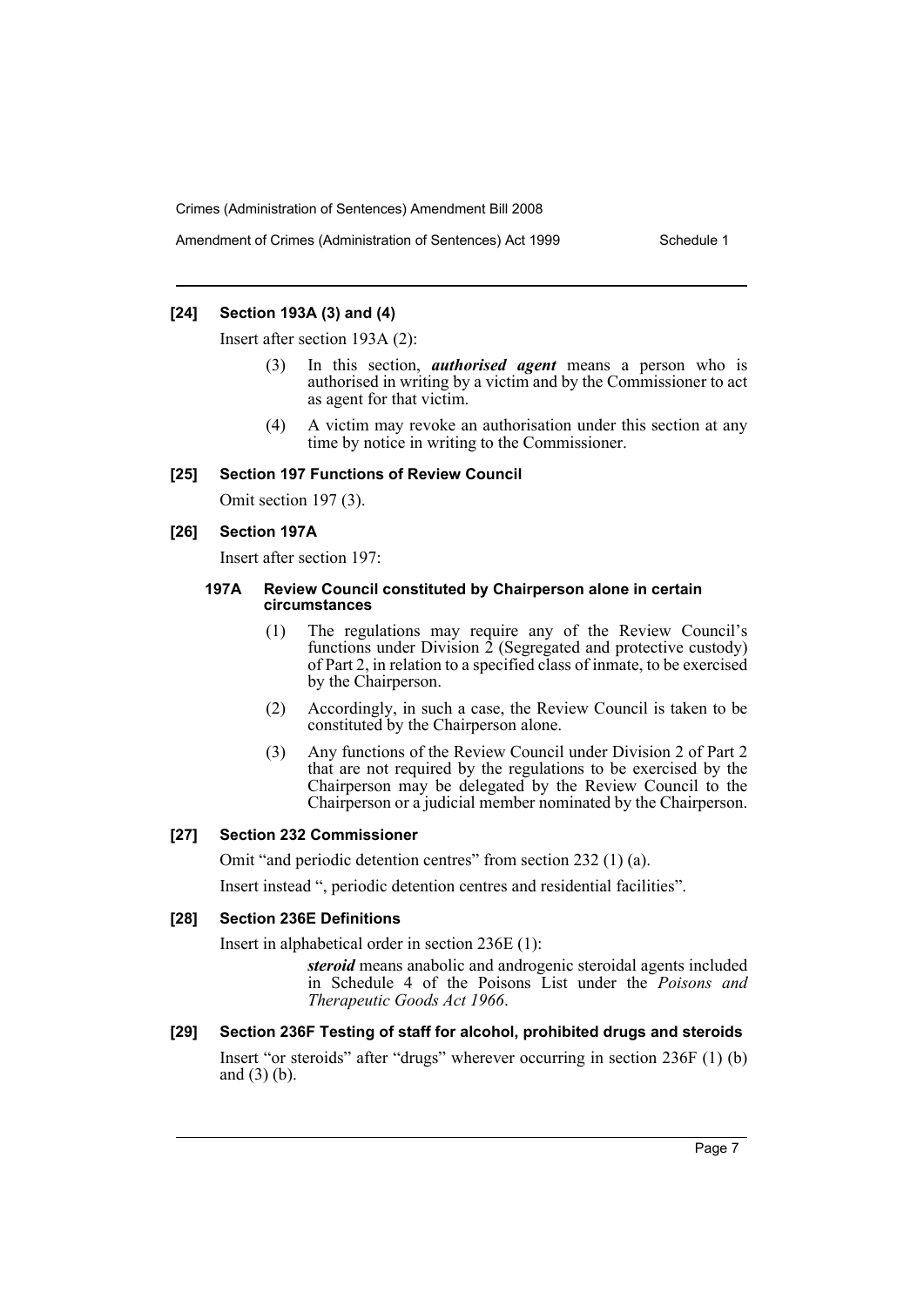### [24] Section 193A (3) and (4)

Insert after section 193A (2):

> (3) In this section, ***authorised agent*** means a person who is authorised in writing by a victim and by the Commissioner to act as agent for that victim.
>
> (4) A victim may revoke an authorisation under this section at any time by notice in writing to the Commissioner.

### [25] Section 197 Functions of Review Council

Omit section 197 (3).

### [26] Section 197A

Insert after section 197:

> **197A Review Council constituted by Chairperson alone in certain circumstances**
>
> (1) The regulations may require any of the Review Council's functions under Division 2 (Segregated and protective custody) of Part 2, in relation to a specified class of inmate, to be exercised by the Chairperson.
>
> (2) Accordingly, in such a case, the Review Council is taken to be constituted by the Chairperson alone.
>
> (3) Any functions of the Review Council under Division 2 of Part 2 that are not required by the regulations to be exercised by the Chairperson may be delegated by the Review Council to the Chairperson or a judicial member nominated by the Chairperson.

### [27] Section 232 Commissioner

Omit "and periodic detention centres" from section 232 (1) (a).

Insert instead ", periodic detention centres and residential facilities".

### [28] Section 236E Definitions

Insert in alphabetical order in section 236E (1):

> ***steroid*** means anabolic and androgenic steroidal agents included in Schedule 4 of the Poisons List under the *Poisons and Therapeutic Goods Act 1966*.

### [29] Section 236F Testing of staff for alcohol, prohibited drugs and steroids

Insert "or steroids" after "drugs" wherever occurring in section 236F (1) (b) and (3) (b).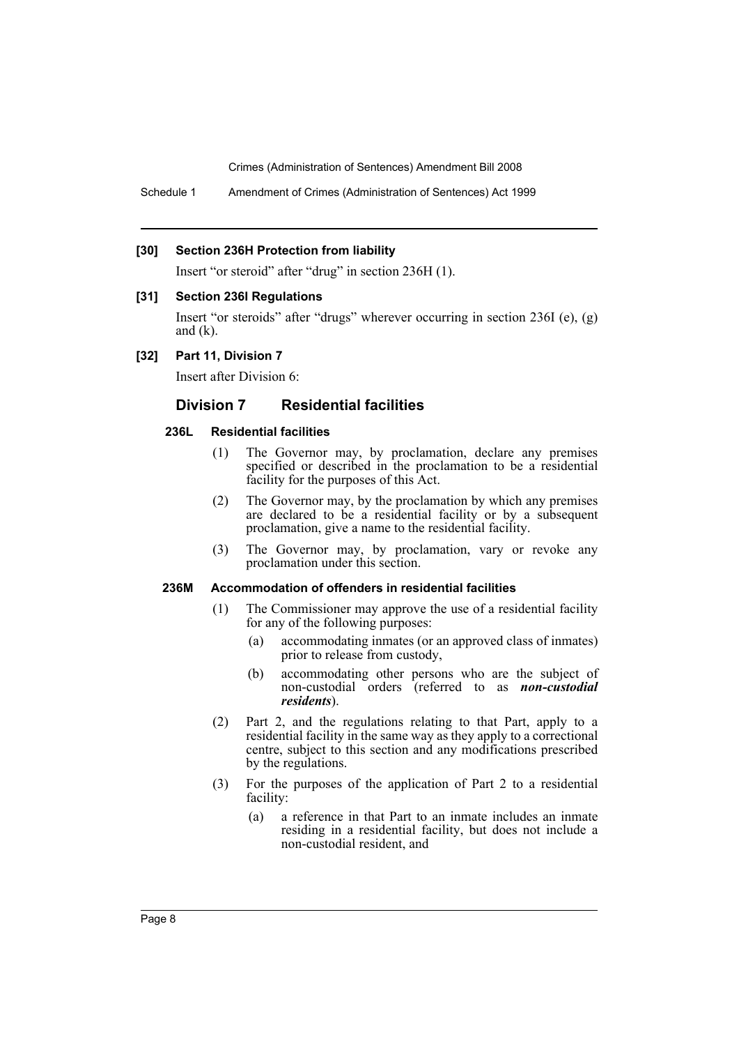**[30] Section 236H Protection from liability**

Insert "or steroid" after "drug" in section 236H (1).

**[31] Section 236I Regulations**

Insert "or steroids" after "drugs" wherever occurring in section 236I (e), (g) and (k).

**[32] Part 11, Division 7**

Insert after Division 6:

## Division 7 Residential facilities

### 236L Residential facilities

(1) The Governor may, by proclamation, declare any premises specified or described in the proclamation to be a residential facility for the purposes of this Act.

(2) The Governor may, by the proclamation by which any premises are declared to be a residential facility or by a subsequent proclamation, give a name to the residential facility.

(3) The Governor may, by proclamation, vary or revoke any proclamation under this section.

### 236M Accommodation of offenders in residential facilities

(1) The Commissioner may approve the use of a residential facility for any of the following purposes:

- (a) accommodating inmates (or an approved class of inmates) prior to release from custody,
- (b) accommodating other persons who are the subject of non-custodial orders (referred to as ***non-custodial residents***).

(2) Part 2, and the regulations relating to that Part, apply to a residential facility in the same way as they apply to a correctional centre, subject to this section and any modifications prescribed by the regulations.

(3) For the purposes of the application of Part 2 to a residential facility:

- (a) a reference in that Part to an inmate includes an inmate residing in a residential facility, but does not include a non-custodial resident, and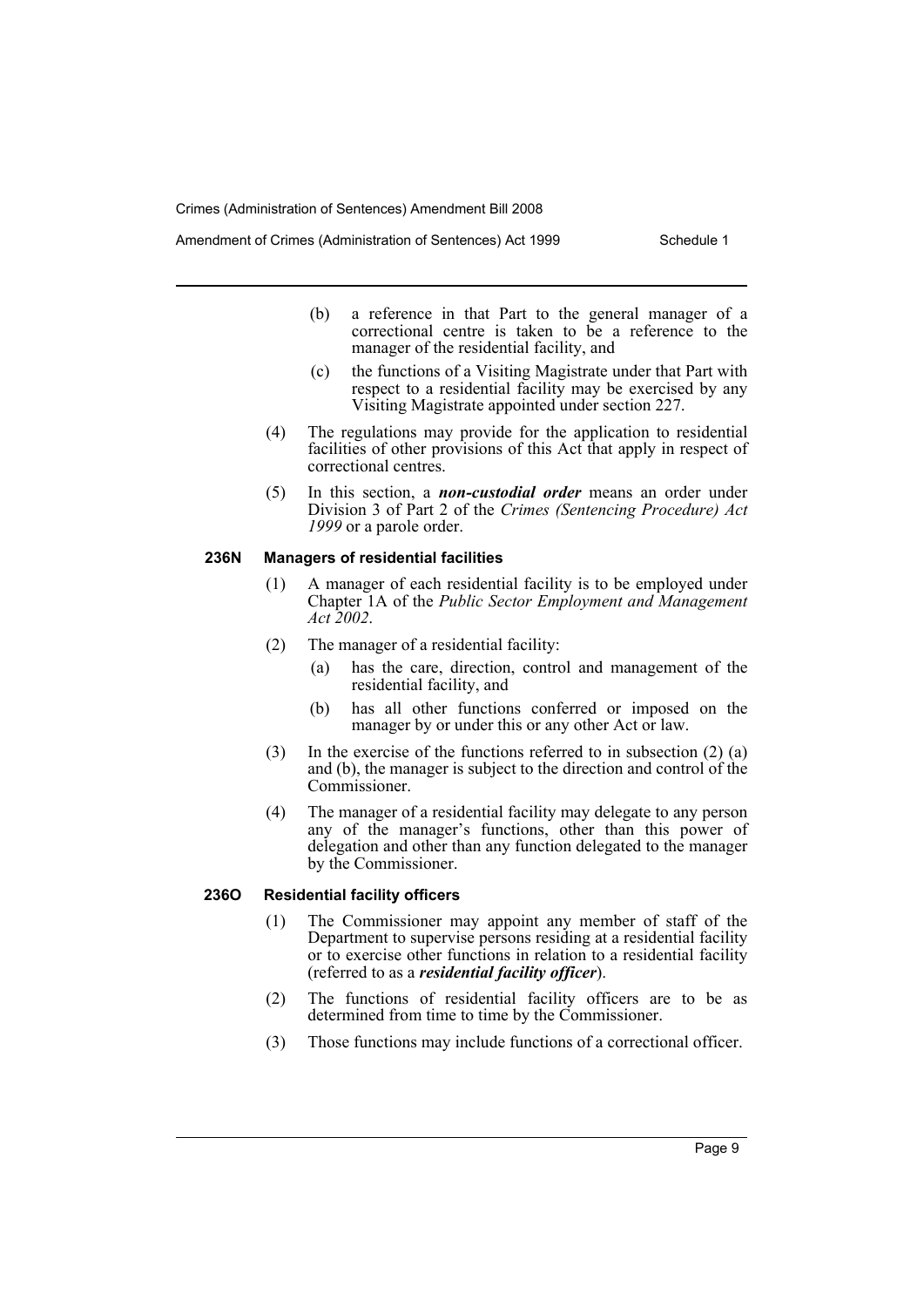(b) a reference in that Part to the general manager of a correctional centre is taken to be a reference to the manager of the residential facility, and

(c) the functions of a Visiting Magistrate under that Part with respect to a residential facility may be exercised by any Visiting Magistrate appointed under section 227.

(4) The regulations may provide for the application to residential facilities of other provisions of this Act that apply in respect of correctional centres.

(5) In this section, a ***non-custodial order*** means an order under Division 3 of Part 2 of the *Crimes (Sentencing Procedure) Act 1999* or a parole order.

#### 236N Managers of residential facilities

(1) A manager of each residential facility is to be employed under Chapter 1A of the *Public Sector Employment and Management Act 2002*.

(2) The manager of a residential facility:

(a) has the care, direction, control and management of the residential facility, and

(b) has all other functions conferred or imposed on the manager by or under this or any other Act or law.

(3) In the exercise of the functions referred to in subsection (2) (a) and (b), the manager is subject to the direction and control of the Commissioner.

(4) The manager of a residential facility may delegate to any person any of the manager's functions, other than this power of delegation and other than any function delegated to the manager by the Commissioner.

#### 236O Residential facility officers

(1) The Commissioner may appoint any member of staff of the Department to supervise persons residing at a residential facility or to exercise other functions in relation to a residential facility (referred to as a ***residential facility officer***).

(2) The functions of residential facility officers are to be as determined from time to time by the Commissioner.

(3) Those functions may include functions of a correctional officer.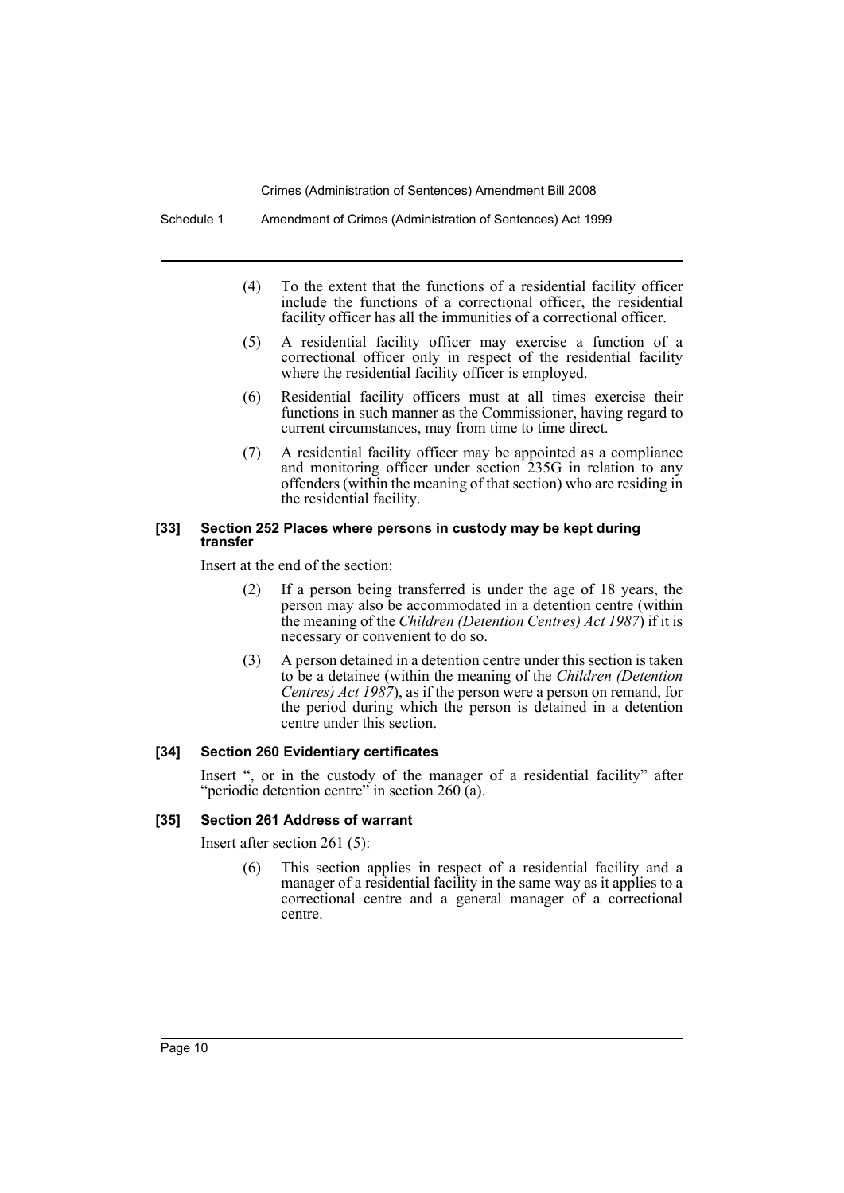(4) To the extent that the functions of a residential facility officer include the functions of a correctional officer, the residential facility officer has all the immunities of a correctional officer.

(5) A residential facility officer may exercise a function of a correctional officer only in respect of the residential facility where the residential facility officer is employed.

(6) Residential facility officers must at all times exercise their functions in such manner as the Commissioner, having regard to current circumstances, may from time to time direct.

(7) A residential facility officer may be appointed as a compliance and monitoring officer under section 235G in relation to any offenders (within the meaning of that section) who are residing in the residential facility.

#### [33] Section 252 Places where persons in custody may be kept during transfer

Insert at the end of the section:

(2) If a person being transferred is under the age of 18 years, the person may also be accommodated in a detention centre (within the meaning of the *Children (Detention Centres) Act 1987*) if it is necessary or convenient to do so.

(3) A person detained in a detention centre under this section is taken to be a detainee (within the meaning of the *Children (Detention Centres) Act 1987*), as if the person were a person on remand, for the period during which the person is detained in a detention centre under this section.

#### [34] Section 260 Evidentiary certificates

Insert ", or in the custody of the manager of a residential facility" after "periodic detention centre" in section 260 (a).

#### [35] Section 261 Address of warrant

Insert after section 261 (5):

(6) This section applies in respect of a residential facility and a manager of a residential facility in the same way as it applies to a correctional centre and a general manager of a correctional centre.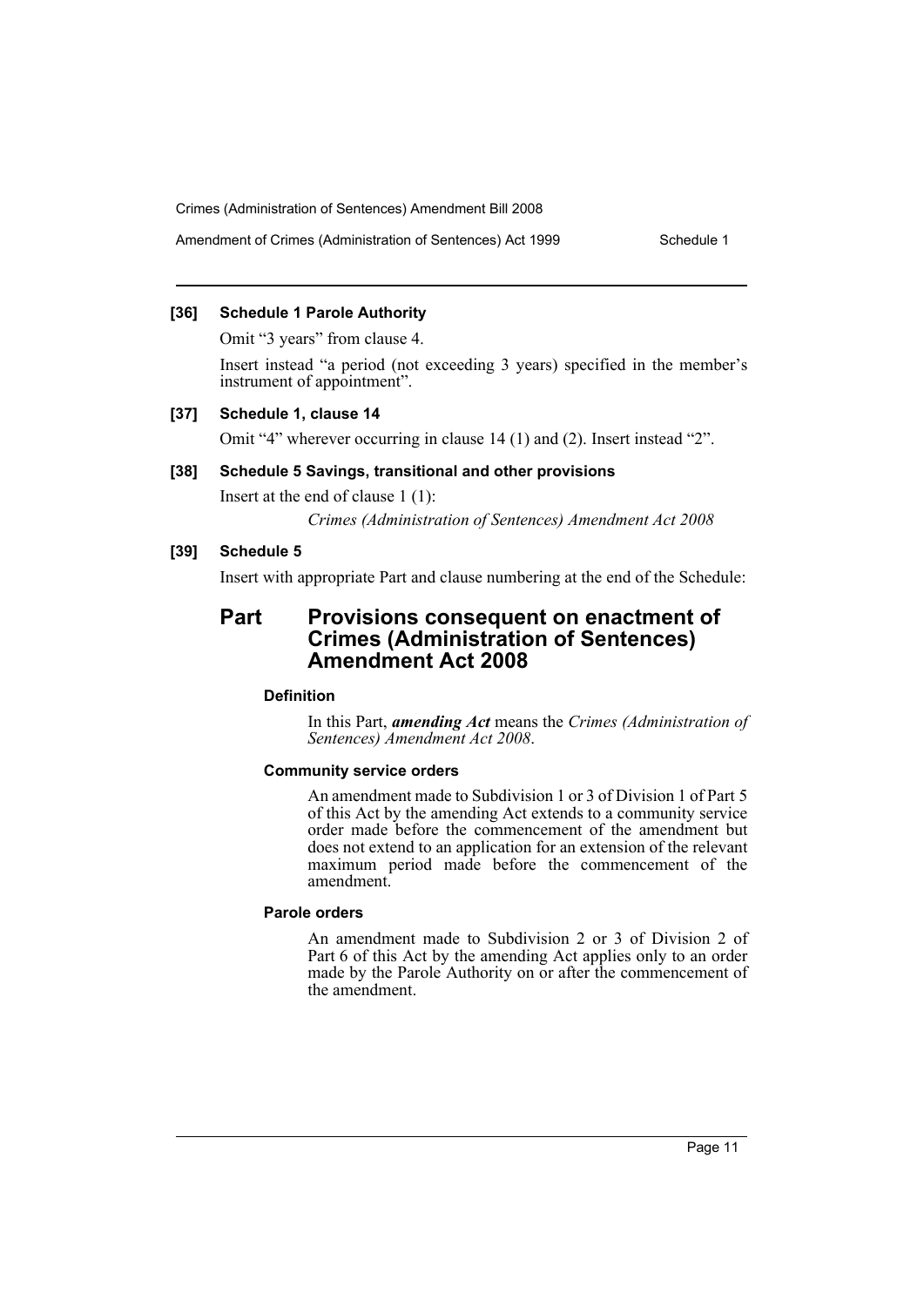### [36] Schedule 1 Parole Authority

Omit "3 years" from clause 4.

Insert instead "a period (not exceeding 3 years) specified in the member's instrument of appointment".

### [37] Schedule 1, clause 14

Omit "4" wherever occurring in clause 14 (1) and (2). Insert instead "2".

### [38] Schedule 5 Savings, transitional and other provisions

Insert at the end of clause 1 (1):

*Crimes (Administration of Sentences) Amendment Act 2008*

### [39] Schedule 5

Insert with appropriate Part and clause numbering at the end of the Schedule:

## Part Provisions consequent on enactment of Crimes (Administration of Sentences) Amendment Act 2008

#### Definition

In this Part, ***amending Act*** means the *Crimes (Administration of Sentences) Amendment Act 2008*.

#### Community service orders

An amendment made to Subdivision 1 or 3 of Division 1 of Part 5 of this Act by the amending Act extends to a community service order made before the commencement of the amendment but does not extend to an application for an extension of the relevant maximum period made before the commencement of the amendment.

#### Parole orders

An amendment made to Subdivision 2 or 3 of Division 2 of Part 6 of this Act by the amending Act applies only to an order made by the Parole Authority on or after the commencement of the amendment.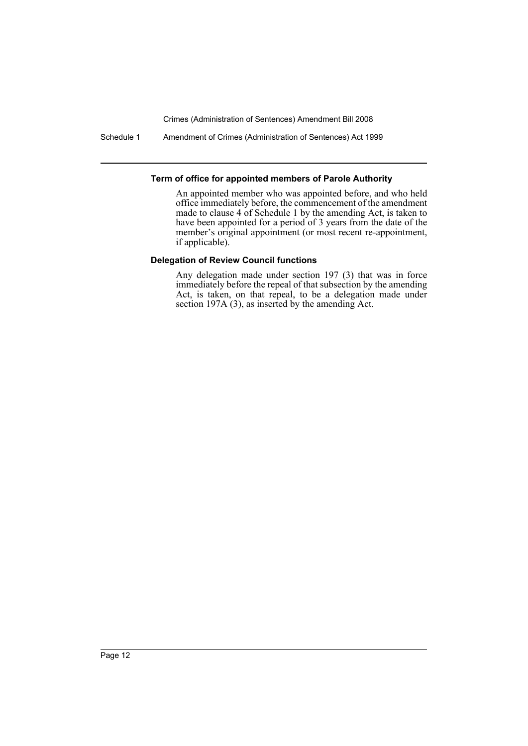**Term of office for appointed members of Parole Authority**

An appointed member who was appointed before, and who held office immediately before, the commencement of the amendment made to clause 4 of Schedule 1 by the amending Act, is taken to have been appointed for a period of 3 years from the date of the member's original appointment (or most recent re-appointment, if applicable).

**Delegation of Review Council functions**

Any delegation made under section 197 (3) that was in force immediately before the repeal of that subsection by the amending Act, is taken, on that repeal, to be a delegation made under section 197A (3), as inserted by the amending Act.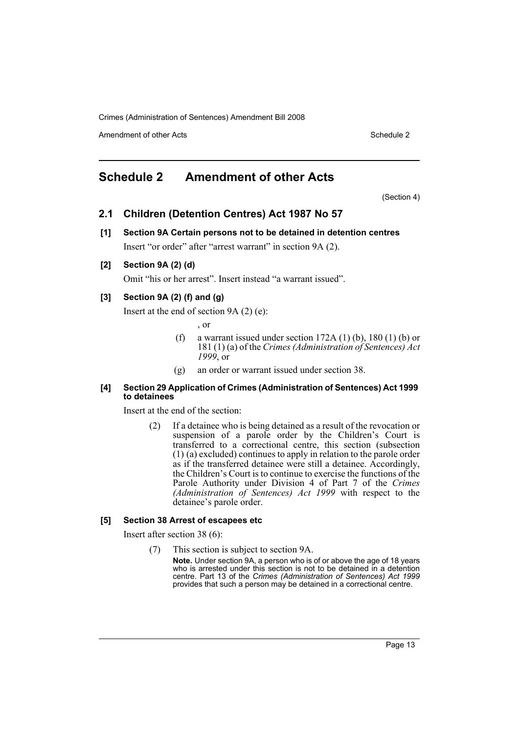# Schedule 2 Amendment of other Acts

(Section 4)

## 2.1 Children (Detention Centres) Act 1987 No 57

### [1] Section 9A Certain persons not to be detained in detention centres

Insert "or order" after "arrest warrant" in section 9A (2).

### [2] Section 9A (2) (d)

Omit "his or her arrest". Insert instead "a warrant issued".

### [3] Section 9A (2) (f) and (g)

Insert at the end of section 9A (2) (e):

, or

(f) a warrant issued under section 172A (1) (b), 180 (1) (b) or 181 (1) (a) of the *Crimes (Administration of Sentences) Act 1999*, or

(g) an order or warrant issued under section 38.

### [4] Section 29 Application of Crimes (Administration of Sentences) Act 1999 to detainees

Insert at the end of the section:

(2) If a detainee who is being detained as a result of the revocation or suspension of a parole order by the Children's Court is transferred to a correctional centre, this section (subsection (1) (a) excluded) continues to apply in relation to the parole order as if the transferred detainee were still a detainee. Accordingly, the Children's Court is to continue to exercise the functions of the Parole Authority under Division 4 of Part 7 of the *Crimes (Administration of Sentences) Act 1999* with respect to the detainee's parole order.

### [5] Section 38 Arrest of escapees etc

Insert after section 38 (6):

(7) This section is subject to section 9A.

**Note.** Under section 9A, a person who is of or above the age of 18 years who is arrested under this section is not to be detained in a detention centre. Part 13 of the *Crimes (Administration of Sentences) Act 1999* provides that such a person may be detained in a correctional centre.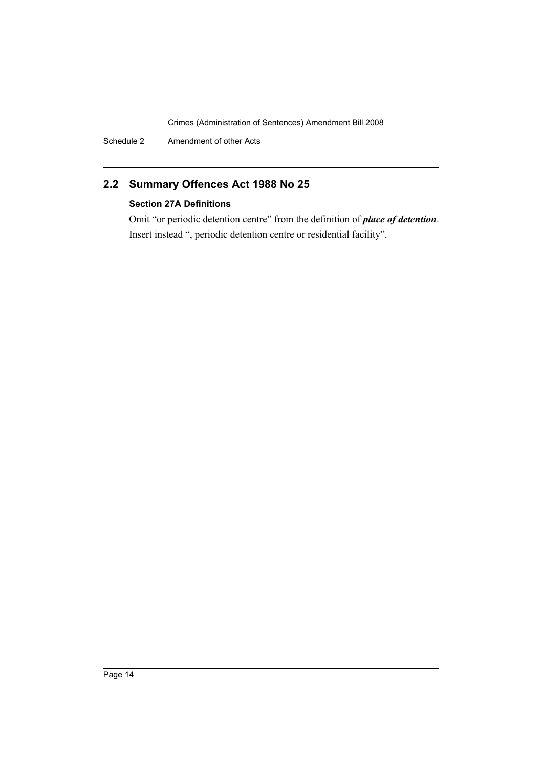## 2.2 Summary Offences Act 1988 No 25

### Section 27A Definitions

Omit "or periodic detention centre" from the definition of ***place of detention***.

Insert instead ", periodic detention centre or residential facility".